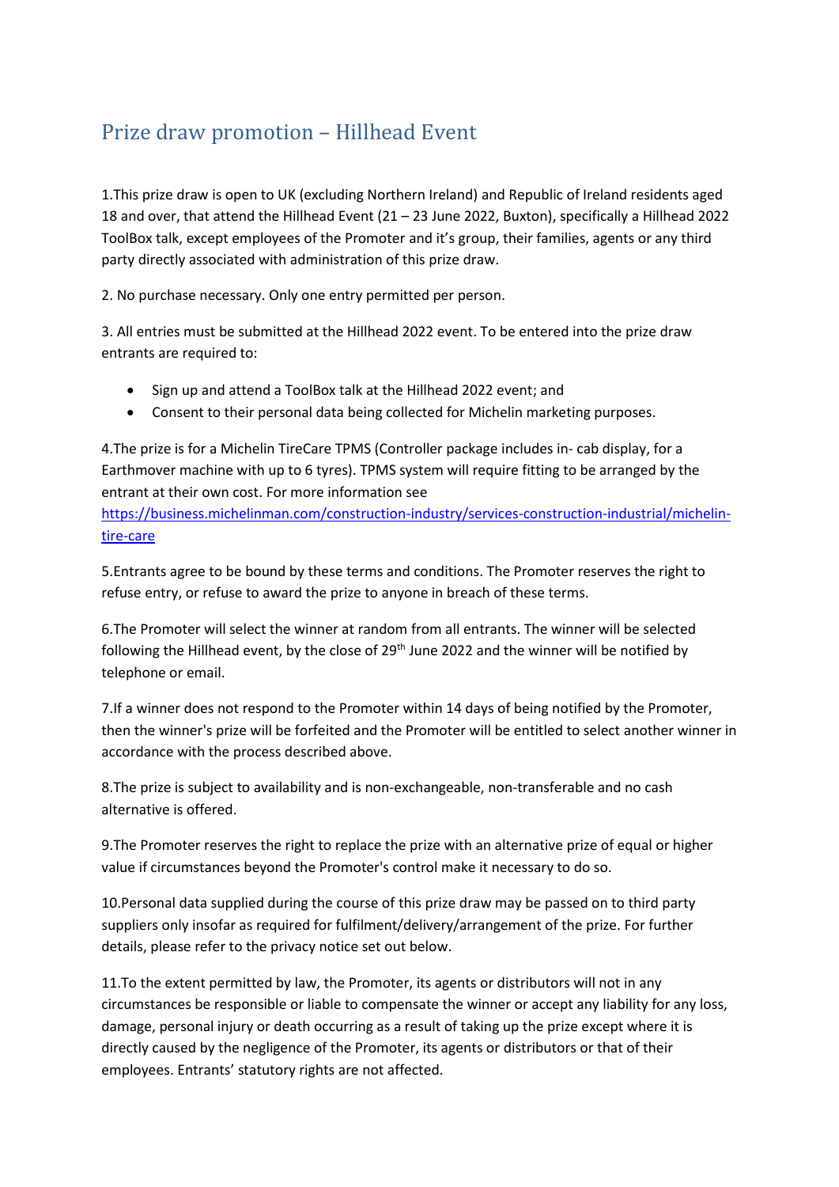# Prize draw promotion – Hillhead Event

1.This prize draw is open to UK (excluding Northern Ireland) and Republic of Ireland residents aged 18 and over, that attend the Hillhead Event (21 – 23 June 2022, Buxton), specifically a Hillhead 2022 ToolBox talk, except employees of the Promoter and it's group, their families, agents or any third party directly associated with administration of this prize draw.

2. No purchase necessary. Only one entry permitted per person.

3. All entries must be submitted at the Hillhead 2022 event. To be entered into the prize draw entrants are required to:

- Sign up and attend a ToolBox talk at the Hillhead 2022 event; and
- Consent to their personal data being collected for Michelin marketing purposes.

4.The prize is for a Michelin TireCare TPMS (Controller package includes in- cab display, for a Earthmover machine with up to 6 tyres). TPMS system will require fitting to be arranged by the entrant at their own cost. For more information see [https://business.michelinman.com/construction-industry/services-construction-industrial/michelin-tire-care](https://business.michelinman.com/construction-industry/services-construction-industrial/michelin-tire-care)

5.Entrants agree to be bound by these terms and conditions. The Promoter reserves the right to refuse entry, or refuse to award the prize to anyone in breach of these terms.

6.The Promoter will select the winner at random from all entrants. The winner will be selected following the Hillhead event, by the close of 29th June 2022 and the winner will be notified by telephone or email.

7.If a winner does not respond to the Promoter within 14 days of being notified by the Promoter, then the winner's prize will be forfeited and the Promoter will be entitled to select another winner in accordance with the process described above.

8.The prize is subject to availability and is non-exchangeable, non-transferable and no cash alternative is offered.

9.The Promoter reserves the right to replace the prize with an alternative prize of equal or higher value if circumstances beyond the Promoter's control make it necessary to do so.

10.Personal data supplied during the course of this prize draw may be passed on to third party suppliers only insofar as required for fulfilment/delivery/arrangement of the prize. For further details, please refer to the privacy notice set out below.

11.To the extent permitted by law, the Promoter, its agents or distributors will not in any circumstances be responsible or liable to compensate the winner or accept any liability for any loss, damage, personal injury or death occurring as a result of taking up the prize except where it is directly caused by the negligence of the Promoter, its agents or distributors or that of their employees. Entrants' statutory rights are not affected.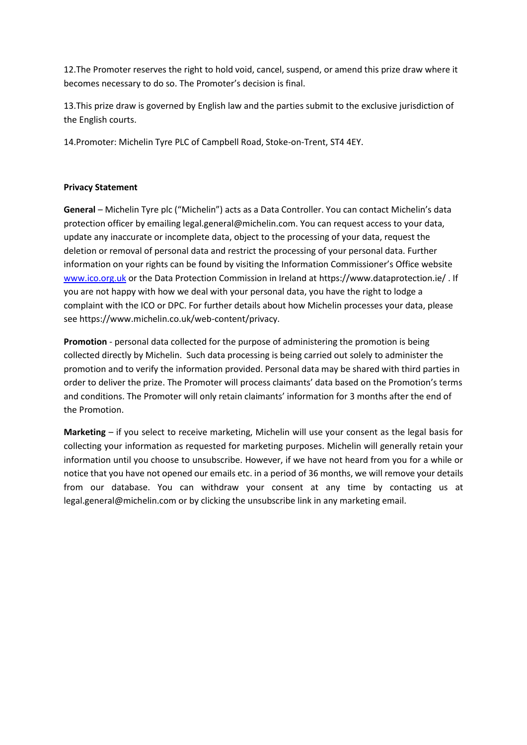12.The Promoter reserves the right to hold void, cancel, suspend, or amend this prize draw where it becomes necessary to do so. The Promoter's decision is final.

13.This prize draw is governed by English law and the parties submit to the exclusive jurisdiction of the English courts.

14.Promoter: Michelin Tyre PLC of Campbell Road, Stoke-on-Trent, ST4 4EY.

**Privacy Statement**

**General** – Michelin Tyre plc ("Michelin") acts as a Data Controller. You can contact Michelin's data protection officer by emailing legal.general@michelin.com. You can request access to your data, update any inaccurate or incomplete data, object to the processing of your data, request the deletion or removal of personal data and restrict the processing of your personal data. Further information on your rights can be found by visiting the Information Commissioner's Office website [www.ico.org.uk](www.ico.org.uk) or the Data Protection Commission in Ireland at https://www.dataprotection.ie/ . If you are not happy with how we deal with your personal data, you have the right to lodge a complaint with the ICO or DPC. For further details about how Michelin processes your data, please see https://www.michelin.co.uk/web-content/privacy.

**Promotion** - personal data collected for the purpose of administering the promotion is being collected directly by Michelin. Such data processing is being carried out solely to administer the promotion and to verify the information provided. Personal data may be shared with third parties in order to deliver the prize. The Promoter will process claimants' data based on the Promotion's terms and conditions. The Promoter will only retain claimants' information for 3 months after the end of the Promotion.

**Marketing** – if you select to receive marketing, Michelin will use your consent as the legal basis for collecting your information as requested for marketing purposes. Michelin will generally retain your information until you choose to unsubscribe. However, if we have not heard from you for a while or notice that you have not opened our emails etc. in a period of 36 months, we will remove your details from our database. You can withdraw your consent at any time by contacting us at legal.general@michelin.com or by clicking the unsubscribe link in any marketing email.